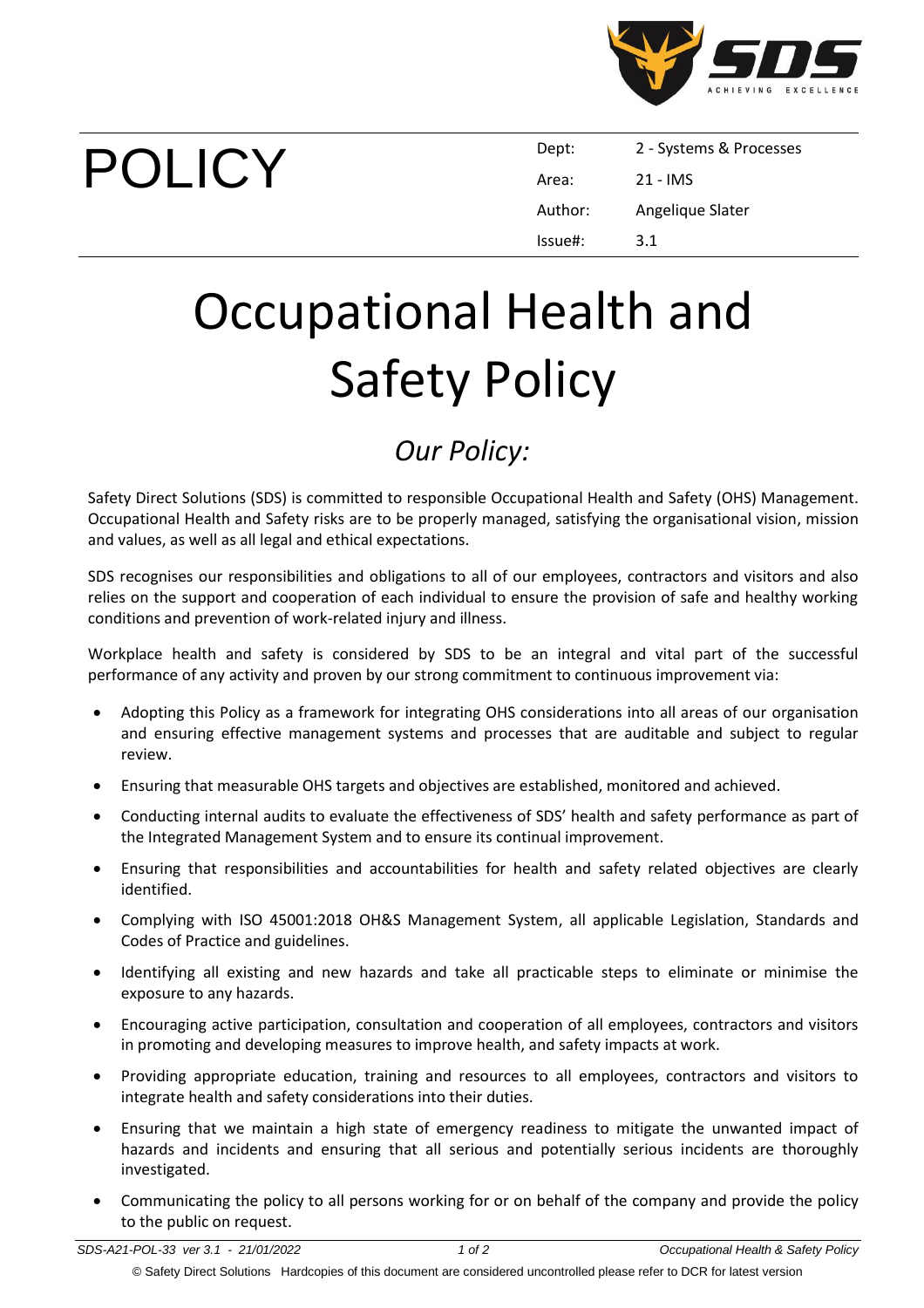# POLICY

| Dept: | 2 - Systems & Processes |
| --- | --- |
| Area: | 21 - IMS |
| Author: | Angelique Slater |
| Issue#: | 3.1 |

# Occupational Health and Safety Policy

## *Our Policy:*

Safety Direct Solutions (SDS) is committed to responsible Occupational Health and Safety (OHS) Management. Occupational Health and Safety risks are to be properly managed, satisfying the organisational vision, mission and values, as well as all legal and ethical expectations.

SDS recognises our responsibilities and obligations to all of our employees, contractors and visitors and also relies on the support and cooperation of each individual to ensure the provision of safe and healthy working conditions and prevention of work-related injury and illness.

Workplace health and safety is considered by SDS to be an integral and vital part of the successful performance of any activity and proven by our strong commitment to continuous improvement via:

- Adopting this Policy as a framework for integrating OHS considerations into all areas of our organisation and ensuring effective management systems and processes that are auditable and subject to regular review.
- Ensuring that measurable OHS targets and objectives are established, monitored and achieved.
- Conducting internal audits to evaluate the effectiveness of SDS' health and safety performance as part of the Integrated Management System and to ensure its continual improvement.
- Ensuring that responsibilities and accountabilities for health and safety related objectives are clearly identified.
- Complying with ISO 45001:2018 OH&S Management System, all applicable Legislation, Standards and Codes of Practice and guidelines.
- Identifying all existing and new hazards and take all practicable steps to eliminate or minimise the exposure to any hazards.
- Encouraging active participation, consultation and cooperation of all employees, contractors and visitors in promoting and developing measures to improve health, and safety impacts at work.
- Providing appropriate education, training and resources to all employees, contractors and visitors to integrate health and safety considerations into their duties.
- Ensuring that we maintain a high state of emergency readiness to mitigate the unwanted impact of hazards and incidents and ensuring that all serious and potentially serious incidents are thoroughly investigated.
- Communicating the policy to all persons working for or on behalf of the company and provide the policy to the public on request.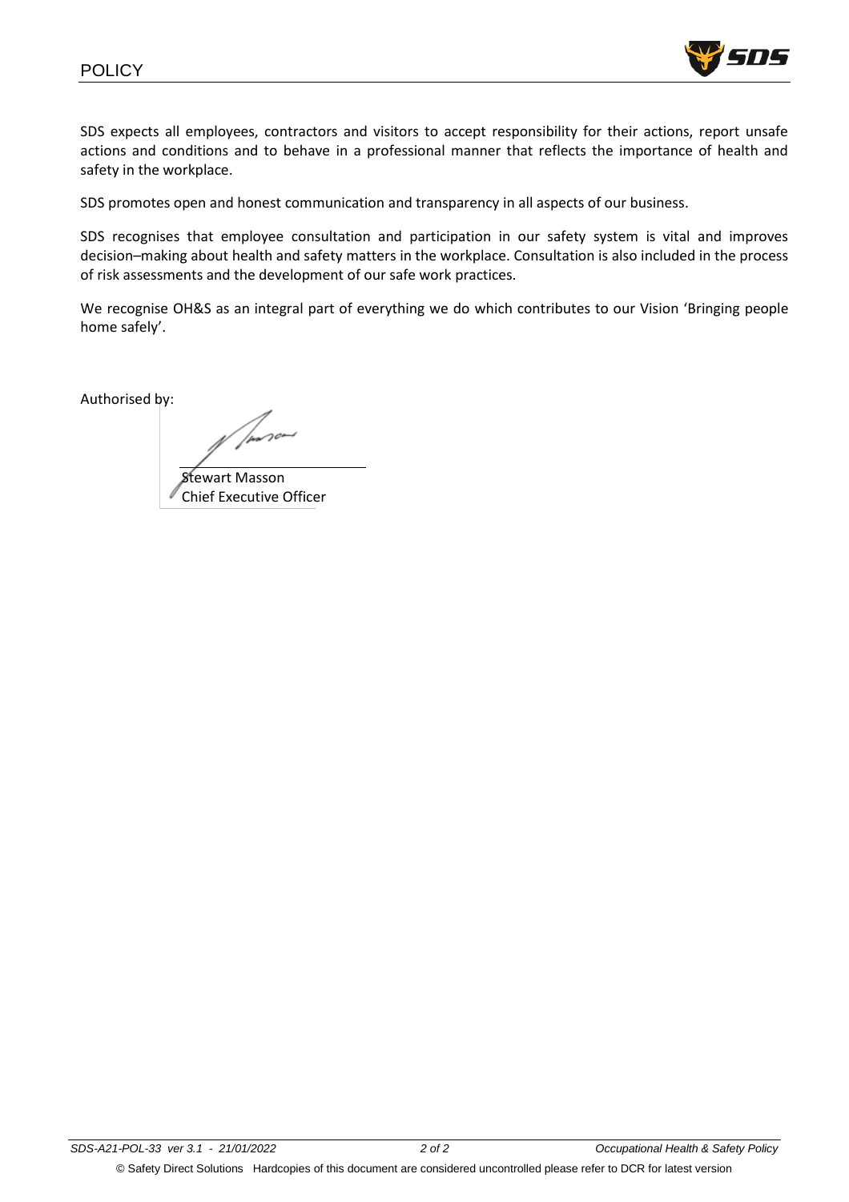SDS expects all employees, contractors and visitors to accept responsibility for their actions, report unsafe actions and conditions and to behave in a professional manner that reflects the importance of health and safety in the workplace.

SDS promotes open and honest communication and transparency in all aspects of our business.

SDS recognises that employee consultation and participation in our safety system is vital and improves decision–making about health and safety matters in the workplace. Consultation is also included in the process of risk assessments and the development of our safe work practices.

We recognise OH&S as an integral part of everything we do which contributes to our Vision 'Bringing people home safely'.

Authorised by:

Stewart Masson
Chief Executive Officer